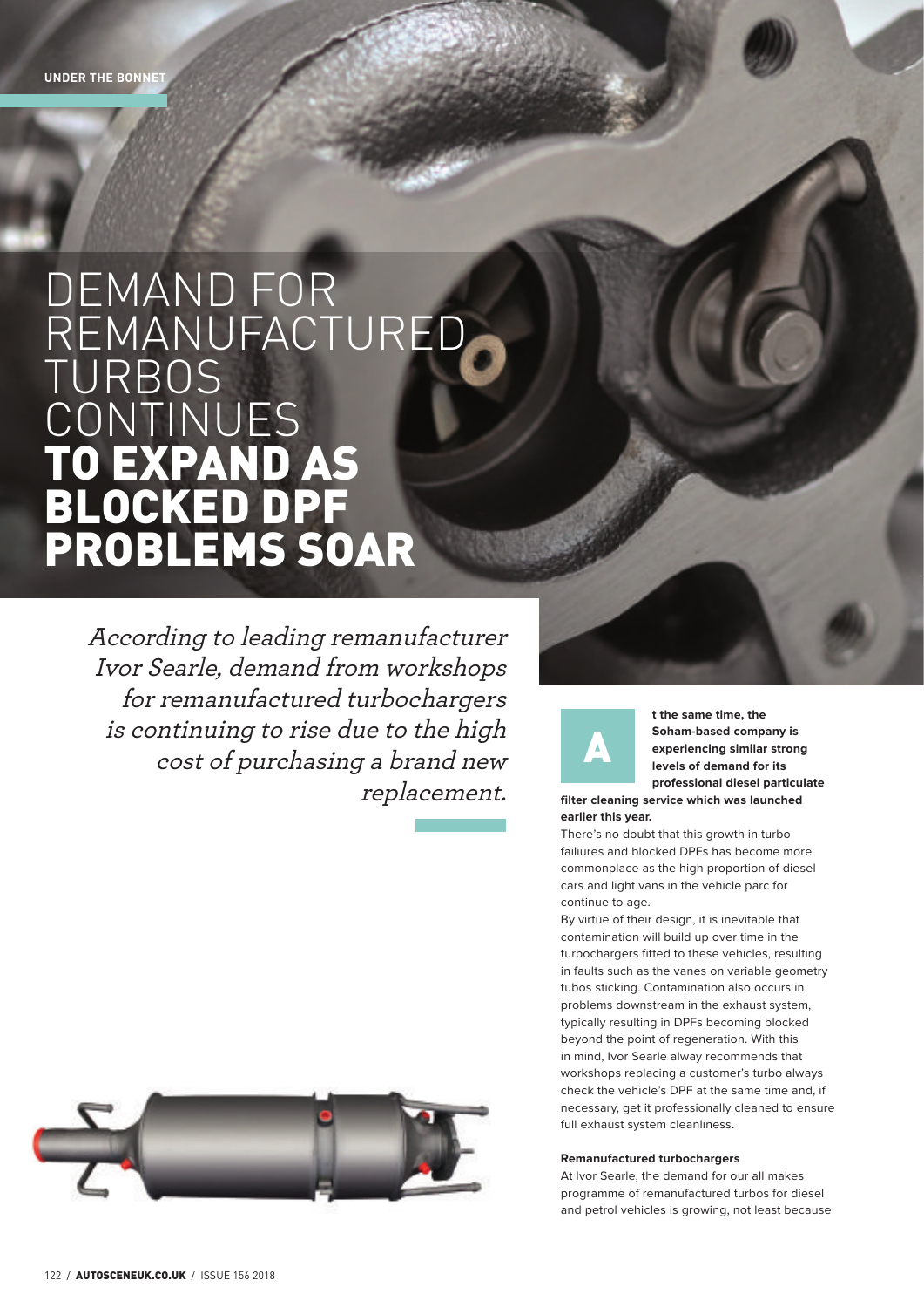# DEMAND FOR REMANUFACTURED TURBOS CONTINUES **TO EXPAND AS BLOCKED DPF PROBLEMS SOAR**

*According to leading remanufacturer Ivor Searle, demand from workshops for remanufactured turbochargers is continuing to rise due to the high cost of purchasing a brand new replacement.*

**At the same time, the Soham-based company is experiencing similar strong levels of demand for its professional diesel particulate filter cleaning service which was launched earlier this year.**

There's no doubt that this growth in turbo failiures and blocked DPFs has become more commonplace as the high proportion of diesel cars and light vans in the vehicle parc for continue to age.

By virtue of their design, it is inevitable that contamination will build up over time in the turbochargers fitted to these vehicles, resulting in faults such as the vanes on variable geometry tubos sticking. Contamination also occurs in problems downstream in the exhaust system, typically resulting in DPFs becoming blocked beyond the point of regeneration. With this in mind, Ivor Searle alway recommends that workshops replacing a customer's turbo always check the vehicle's DPF at the same time and, if necessary, get it professionally cleaned to ensure full exhaust system cleanliness.

### Remanufactured turbochargers

At Ivor Searle, the demand for our all makes programme of remanufactured turbos for diesel and petrol vehicles is growing, not least because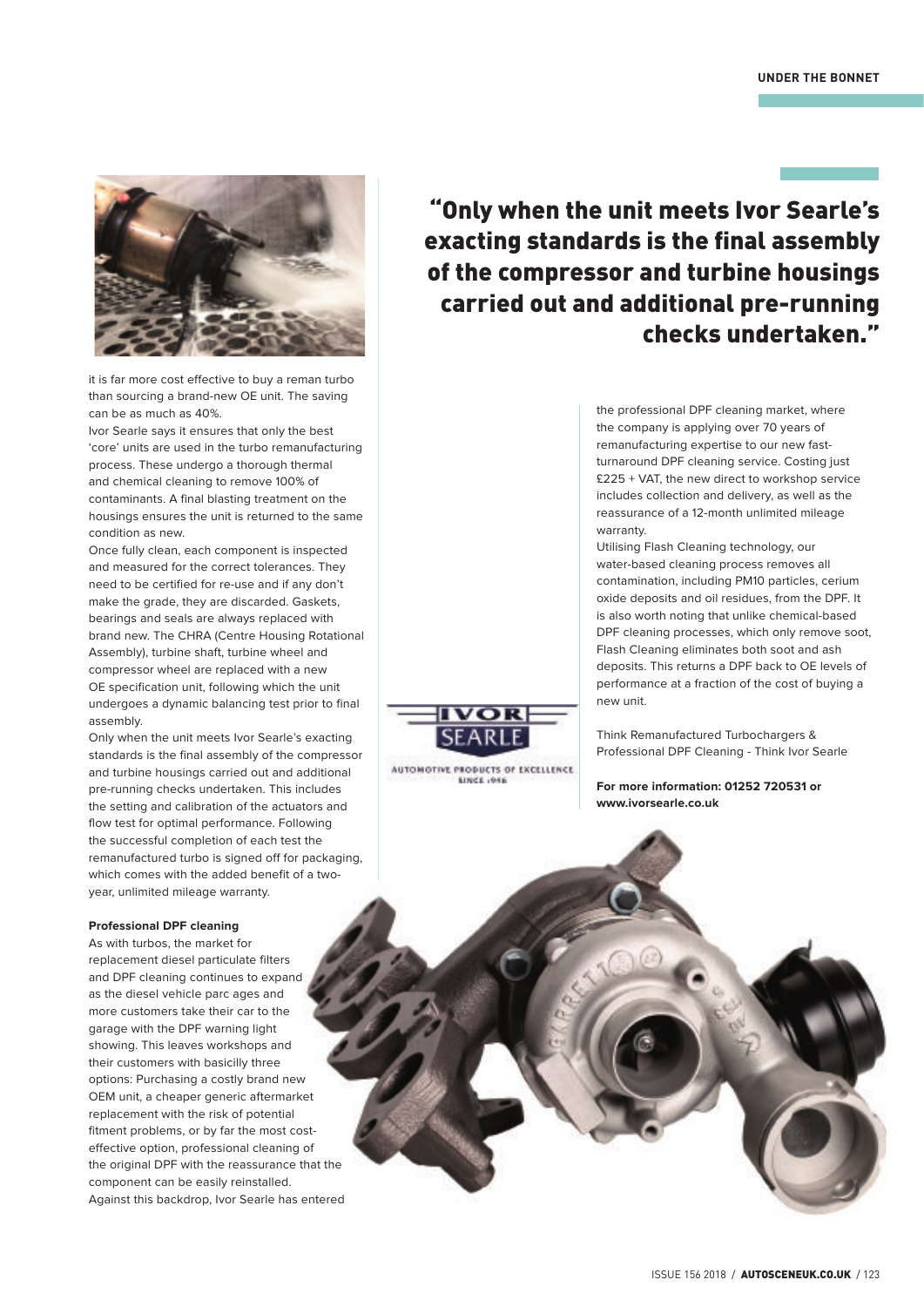it is far more cost effective to buy a reman turbo than sourcing a brand-new OE unit. The saving can be as much as 40%.

Ivor Searle says it ensures that only the best 'core' units are used in the turbo remanufacturing process. These undergo a thorough thermal and chemical cleaning to remove 100% of contaminants. A final blasting treatment on the housings ensures the unit is returned to the same condition as new.

Once fully clean, each component is inspected and measured for the correct tolerances. They need to be certified for re-use and if any don't make the grade, they are discarded. Gaskets, bearings and seals are always replaced with brand new. The CHRA (Centre Housing Rotational Assembly), turbine shaft, turbine wheel and compressor wheel are replaced with a new OE specification unit, following which the unit undergoes a dynamic balancing test prior to final assembly.

Only when the unit meets Ivor Searle's exacting standards is the final assembly of the compressor and turbine housings carried out and additional pre-running checks undertaken. This includes the setting and calibration of the actuators and flow test for optimal performance. Following the successful completion of each test the remanufactured turbo is signed off for packaging, which comes with the added benefit of a two-year, unlimited mileage warranty.

**"Only when the unit meets Ivor Searle's exacting standards is the final assembly of the compressor and turbine housings carried out and additional pre-running checks undertaken."**

**Professional DPF cleaning**

As with turbos, the market for replacement diesel particulate filters and DPF cleaning continues to expand as the diesel vehicle parc ages and more customers take their car to the garage with the DPF warning light showing. This leaves workshops and their customers with basicilly three options: Purchasing a costly brand new OEM unit, a cheaper generic aftermarket replacement with the risk of potential fitment problems, or by far the most cost-effective option, professional cleaning of the original DPF with the reassurance that the component can be easily reinstalled.

Against this backdrop, Ivor Searle has entered the professional DPF cleaning market, where the company is applying over 70 years of remanufacturing expertise to our new fast-turnaround DPF cleaning service. Costing just £225 + VAT, the new direct to workshop service includes collection and delivery, as well as the reassurance of a 12-month unlimited mileage warranty.

Utilising Flash Cleaning technology, our water-based cleaning process removes all contamination, including PM10 particles, cerium oxide deposits and oil residues, from the DPF. It is also worth noting that unlike chemical-based DPF cleaning processes, which only remove soot, Flash Cleaning eliminates both soot and ash deposits. This returns a DPF back to OE levels of performance at a fraction of the cost of buying a new unit.

Think Remanufactured Turbochargers & Professional DPF Cleaning - Think Ivor Searle

**For more information: 01252 720531 or www.ivorsearle.co.uk**